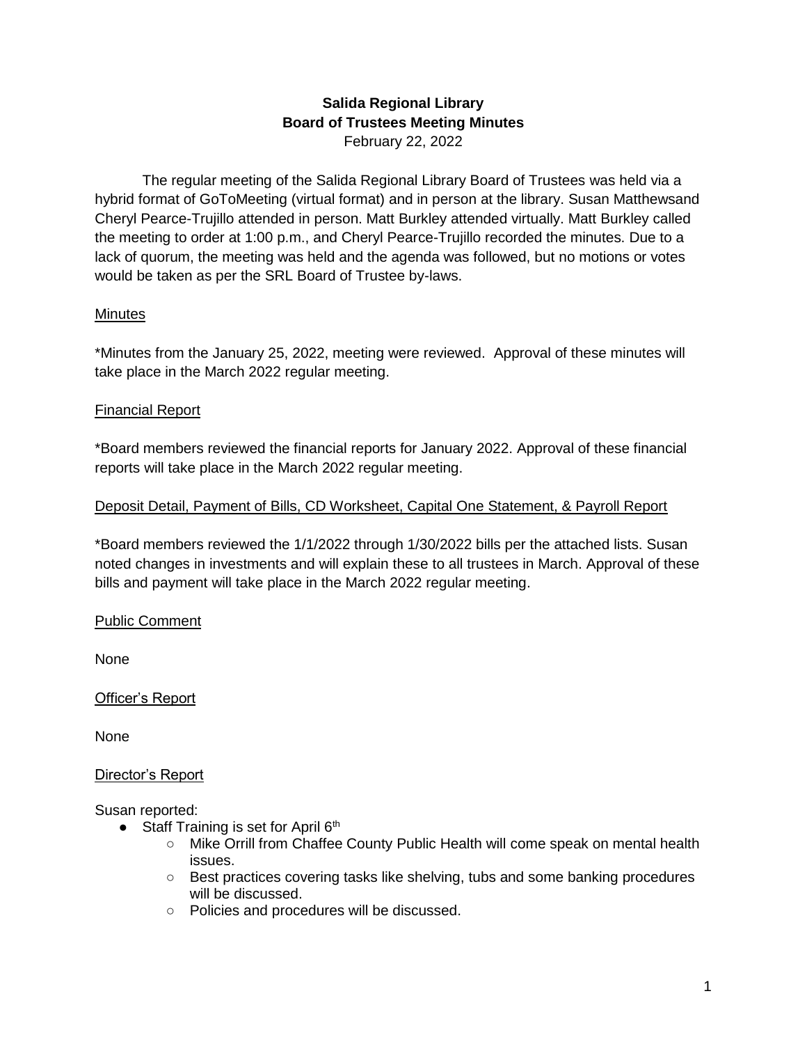**Salida Regional Library**
**Board of Trustees Meeting Minutes**
February 22, 2022

The regular meeting of the Salida Regional Library Board of Trustees was held via a hybrid format of GoToMeeting (virtual format) and in person at the library. Susan Matthewsand Cheryl Pearce-Trujillo attended in person. Matt Burkley attended virtually. Matt Burkley called the meeting to order at 1:00 p.m., and Cheryl Pearce-Trujillo recorded the minutes. Due to a lack of quorum, the meeting was held and the agenda was followed, but no motions or votes would be taken as per the SRL Board of Trustee by-laws.

<u>Minutes</u>

*Minutes from the January 25, 2022, meeting were reviewed. Approval of these minutes will take place in the March 2022 regular meeting.

<u>Financial Report</u>

*Board members reviewed the financial reports for January 2022. Approval of these financial reports will take place in the March 2022 regular meeting.

<u>Deposit Detail, Payment of Bills, CD Worksheet, Capital One Statement, & Payroll Report</u>

*Board members reviewed the 1/1/2022 through 1/30/2022 bills per the attached lists. Susan noted changes in investments and will explain these to all trustees in March. Approval of these bills and payment will take place in the March 2022 regular meeting.

<u>Public Comment</u>

None

<u>Officer's Report</u>

None

<u>Director's Report</u>

Susan reported:

- Staff Training is set for April 6th
  - Mike Orrill from Chaffee County Public Health will come speak on mental health issues.
  - Best practices covering tasks like shelving, tubs and some banking procedures will be discussed.
  - Policies and procedures will be discussed.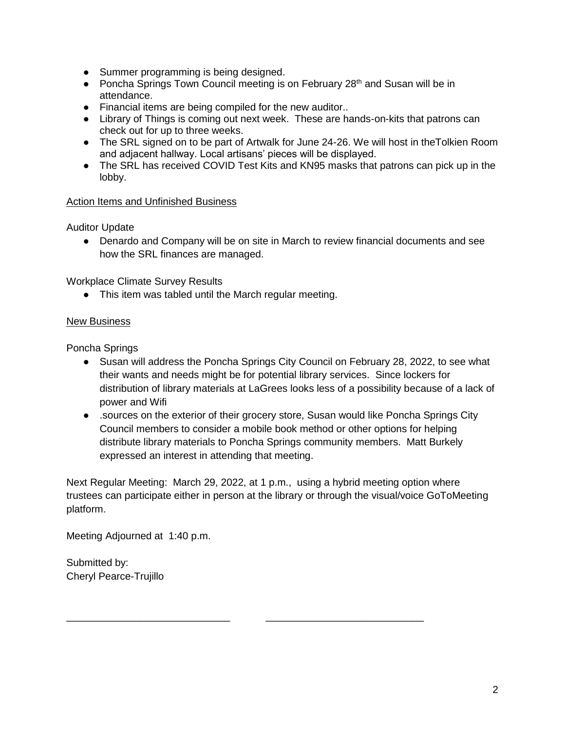- Summer programming is being designed.
- Poncha Springs Town Council meeting is on February 28th and Susan will be in attendance.
- Financial items are being compiled for the new auditor..
- Library of Things is coming out next week. These are hands-on-kits that patrons can check out for up to three weeks.
- The SRL signed on to be part of Artwalk for June 24-26. We will host in theTolkien Room and adjacent hallway. Local artisans' pieces will be displayed.
- The SRL has received COVID Test Kits and KN95 masks that patrons can pick up in the lobby.

<u>Action Items and Unfinished Business</u>

Auditor Update

- Denardo and Company will be on site in March to review financial documents and see how the SRL finances are managed.

Workplace Climate Survey Results

- This item was tabled until the March regular meeting.

<u>New Business</u>

Poncha Springs

- Susan will address the Poncha Springs City Council on February 28, 2022, to see what their wants and needs might be for potential library services. Since lockers for distribution of library materials at LaGrees looks less of a possibility because of a lack of power and Wifi
- .sources on the exterior of their grocery store, Susan would like Poncha Springs City Council members to consider a mobile book method or other options for helping distribute library materials to Poncha Springs community members. Matt Burkely expressed an interest in attending that meeting.

Next Regular Meeting: March 29, 2022, at 1 p.m., using a hybrid meeting option where trustees can participate either in person at the library or through the visual/voice GoToMeeting platform.

Meeting Adjourned at 1:40 p.m.

Submitted by:
Cheryl Pearce-Trujillo

_____________________________ _____________________________